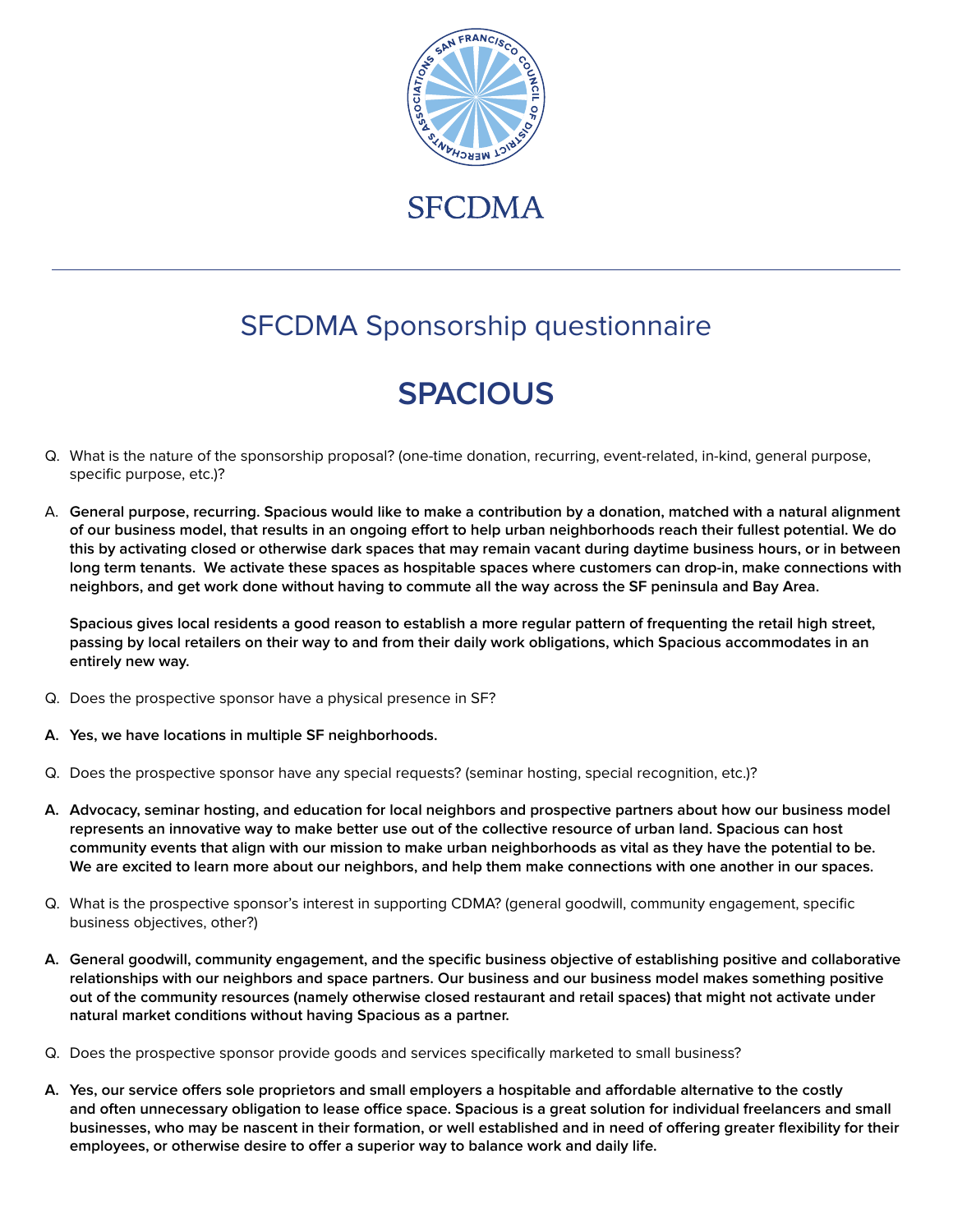SFCDMA

# SFCDMA Sponsorship questionnaire

## SPACIOUS

Q. What is the nature of the sponsorship proposal? (one-time donation, recurring, event-related, in-kind, general purpose, specific purpose, etc.)?

A. **General purpose, recurring. Spacious would like to make a contribution by a donation, matched with a natural alignment of our business model, that results in an ongoing effort to help urban neighborhoods reach their fullest potential. We do this by activating closed or otherwise dark spaces that may remain vacant during daytime business hours, or in between long term tenants. We activate these spaces as hospitable spaces where customers can drop-in, make connections with neighbors, and get work done without having to commute all the way across the SF peninsula and Bay Area.**

**Spacious gives local residents a good reason to establish a more regular pattern of frequenting the retail high street, passing by local retailers on their way to and from their daily work obligations, which Spacious accommodates in an entirely new way.**

Q. Does the prospective sponsor have a physical presence in SF?

**A. Yes, we have locations in multiple SF neighborhoods.**

Q. Does the prospective sponsor have any special requests? (seminar hosting, special recognition, etc.)?

**A. Advocacy, seminar hosting, and education for local neighbors and prospective partners about how our business model represents an innovative way to make better use out of the collective resource of urban land. Spacious can host community events that align with our mission to make urban neighborhoods as vital as they have the potential to be. We are excited to learn more about our neighbors, and help them make connections with one another in our spaces.**

Q. What is the prospective sponsor's interest in supporting CDMA? (general goodwill, community engagement, specific business objectives, other?)

**A. General goodwill, community engagement, and the specific business objective of establishing positive and collaborative relationships with our neighbors and space partners. Our business and our business model makes something positive out of the community resources (namely otherwise closed restaurant and retail spaces) that might not activate under natural market conditions without having Spacious as a partner.**

Q. Does the prospective sponsor provide goods and services specifically marketed to small business?

**A. Yes, our service offers sole proprietors and small employers a hospitable and affordable alternative to the costly and often unnecessary obligation to lease office space. Spacious is a great solution for individual freelancers and small businesses, who may be nascent in their formation, or well established and in need of offering greater flexibility for their employees, or otherwise desire to offer a superior way to balance work and daily life.**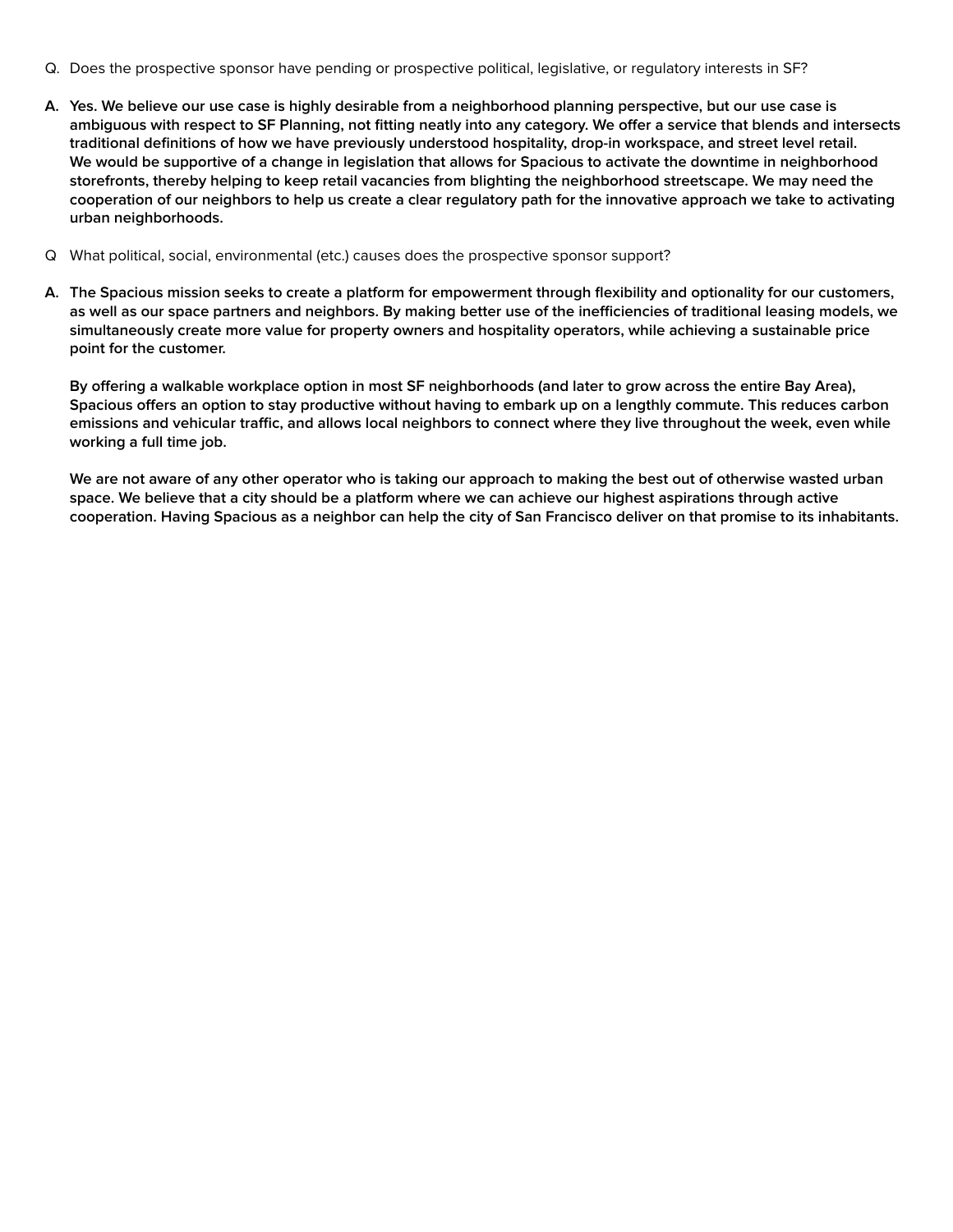Q. Does the prospective sponsor have pending or prospective political, legislative, or regulatory interests in SF?

**A. Yes. We believe our use case is highly desirable from a neighborhood planning perspective, but our use case is ambiguous with respect to SF Planning, not fitting neatly into any category. We offer a service that blends and intersects traditional definitions of how we have previously understood hospitality, drop-in workspace, and street level retail. We would be supportive of a change in legislation that allows for Spacious to activate the downtime in neighborhood storefronts, thereby helping to keep retail vacancies from blighting the neighborhood streetscape. We may need the cooperation of our neighbors to help us create a clear regulatory path for the innovative approach we take to activating urban neighborhoods.**

Q What political, social, environmental (etc.) causes does the prospective sponsor support?

**A. The Spacious mission seeks to create a platform for empowerment through flexibility and optionality for our customers, as well as our space partners and neighbors. By making better use of the inefficiencies of traditional leasing models, we simultaneously create more value for property owners and hospitality operators, while achieving a sustainable price point for the customer.**

**By offering a walkable workplace option in most SF neighborhoods (and later to grow across the entire Bay Area), Spacious offers an option to stay productive without having to embark up on a lengthly commute. This reduces carbon emissions and vehicular traffic, and allows local neighbors to connect where they live throughout the week, even while working a full time job.**

**We are not aware of any other operator who is taking our approach to making the best out of otherwise wasted urban space. We believe that a city should be a platform where we can achieve our highest aspirations through active cooperation. Having Spacious as a neighbor can help the city of San Francisco deliver on that promise to its inhabitants.**